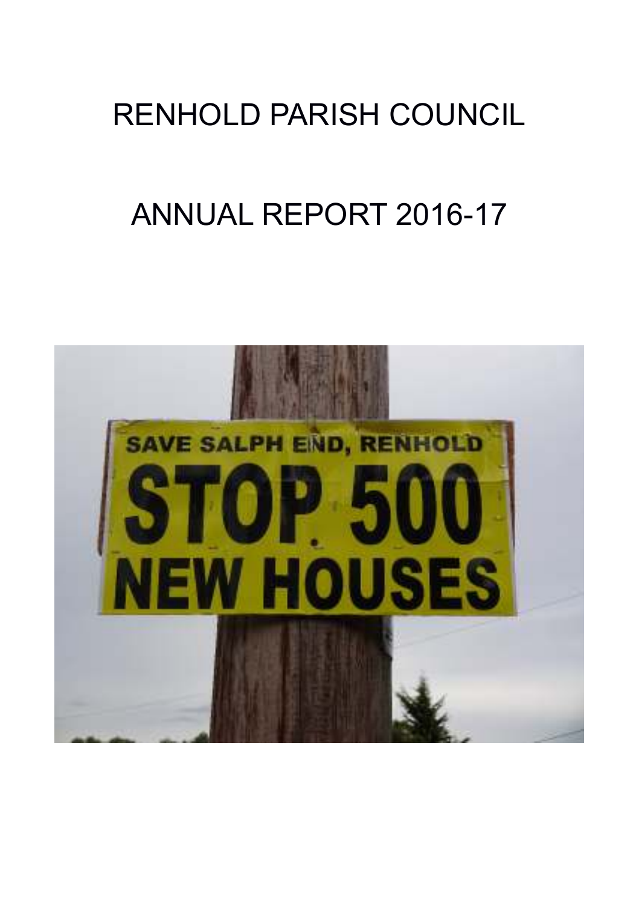# RENHOLD PARISH COUNCIL

# ANNUAL REPORT 2016-17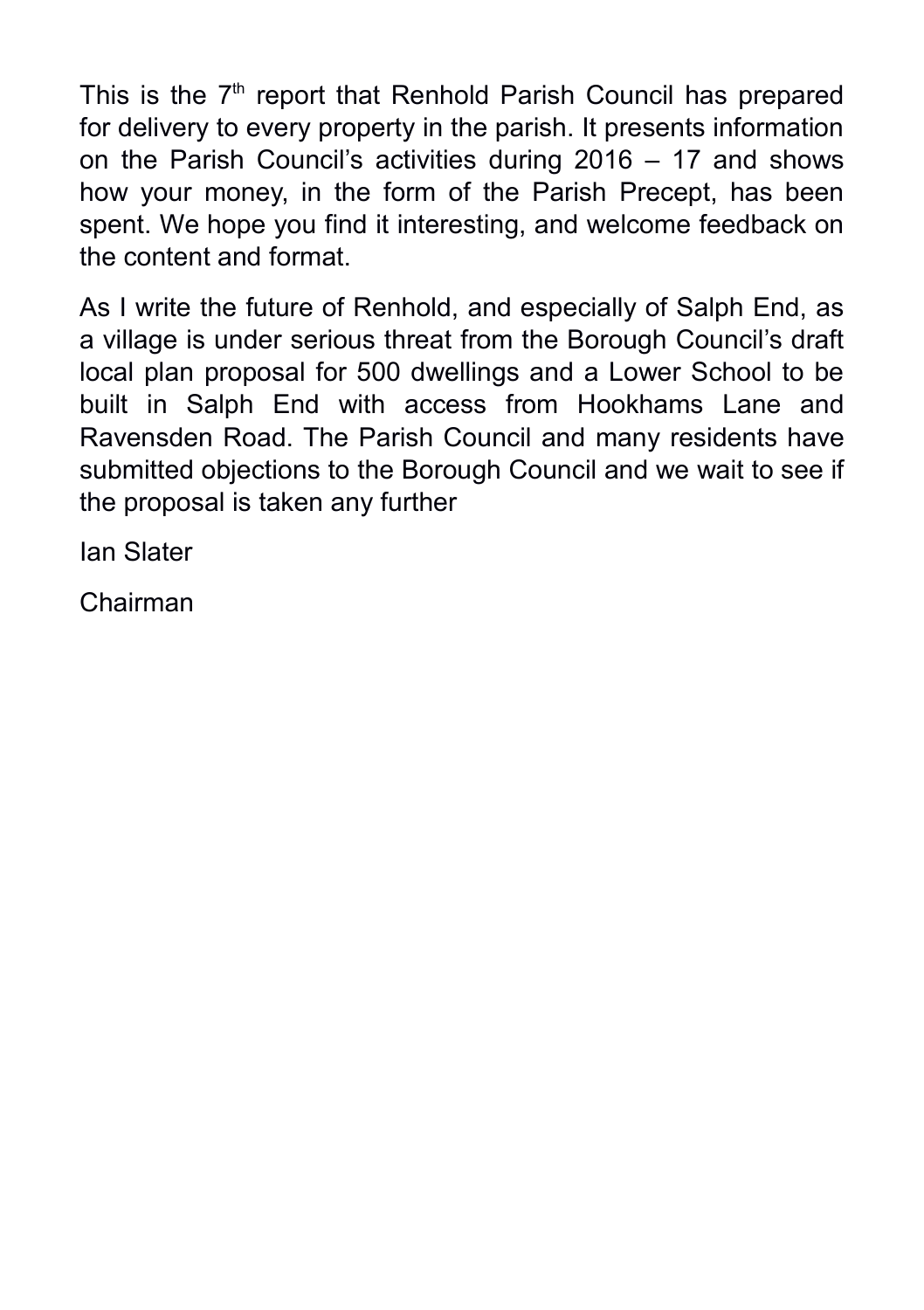This is the 7th report that Renhold Parish Council has prepared for delivery to every property in the parish. It presents information on the Parish Council's activities during 2016 – 17 and shows how your money, in the form of the Parish Precept, has been spent. We hope you find it interesting, and welcome feedback on the content and format.

As I write the future of Renhold, and especially of Salph End, as a village is under serious threat from the Borough Council's draft local plan proposal for 500 dwellings and a Lower School to be built in Salph End with access from Hookhams Lane and Ravensden Road. The Parish Council and many residents have submitted objections to the Borough Council and we wait to see if the proposal is taken any further

Ian Slater

Chairman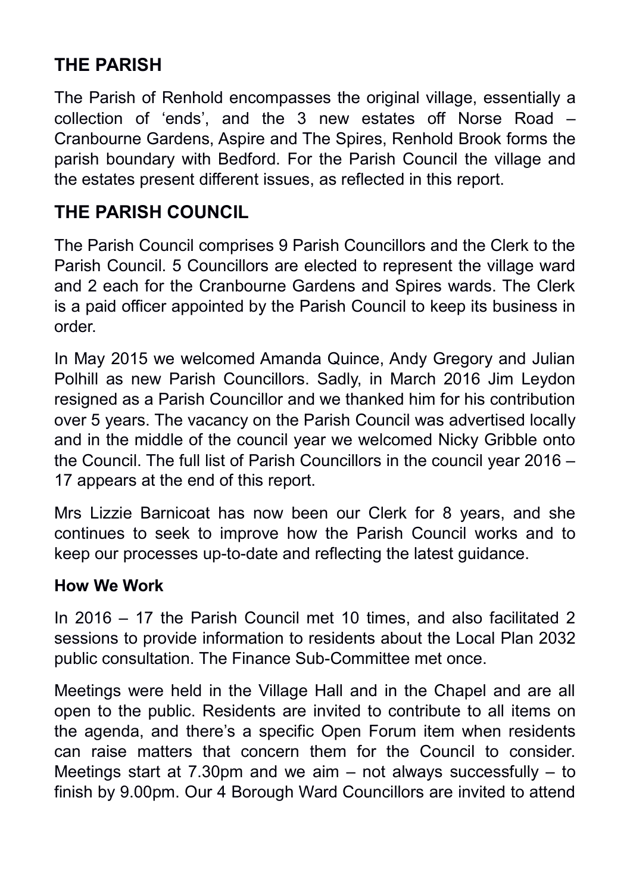## THE PARISH

The Parish of Renhold encompasses the original village, essentially a collection of 'ends', and the 3 new estates off Norse Road – Cranbourne Gardens, Aspire and The Spires, Renhold Brook forms the parish boundary with Bedford. For the Parish Council the village and the estates present different issues, as reflected in this report.

## THE PARISH COUNCIL

The Parish Council comprises 9 Parish Councillors and the Clerk to the Parish Council. 5 Councillors are elected to represent the village ward and 2 each for the Cranbourne Gardens and Spires wards. The Clerk is a paid officer appointed by the Parish Council to keep its business in order.

In May 2015 we welcomed Amanda Quince, Andy Gregory and Julian Polhill as new Parish Councillors. Sadly, in March 2016 Jim Leydon resigned as a Parish Councillor and we thanked him for his contribution over 5 years. The vacancy on the Parish Council was advertised locally and in the middle of the council year we welcomed Nicky Gribble onto the Council. The full list of Parish Councillors in the council year 2016 – 17 appears at the end of this report.

Mrs Lizzie Barnicoat has now been our Clerk for 8 years, and she continues to seek to improve how the Parish Council works and to keep our processes up-to-date and reflecting the latest guidance.

### How We Work

In 2016 – 17 the Parish Council met 10 times, and also facilitated 2 sessions to provide information to residents about the Local Plan 2032 public consultation. The Finance Sub-Committee met once.

Meetings were held in the Village Hall and in the Chapel and are all open to the public. Residents are invited to contribute to all items on the agenda, and there's a specific Open Forum item when residents can raise matters that concern them for the Council to consider. Meetings start at 7.30pm and we aim – not always successfully – to finish by 9.00pm. Our 4 Borough Ward Councillors are invited to attend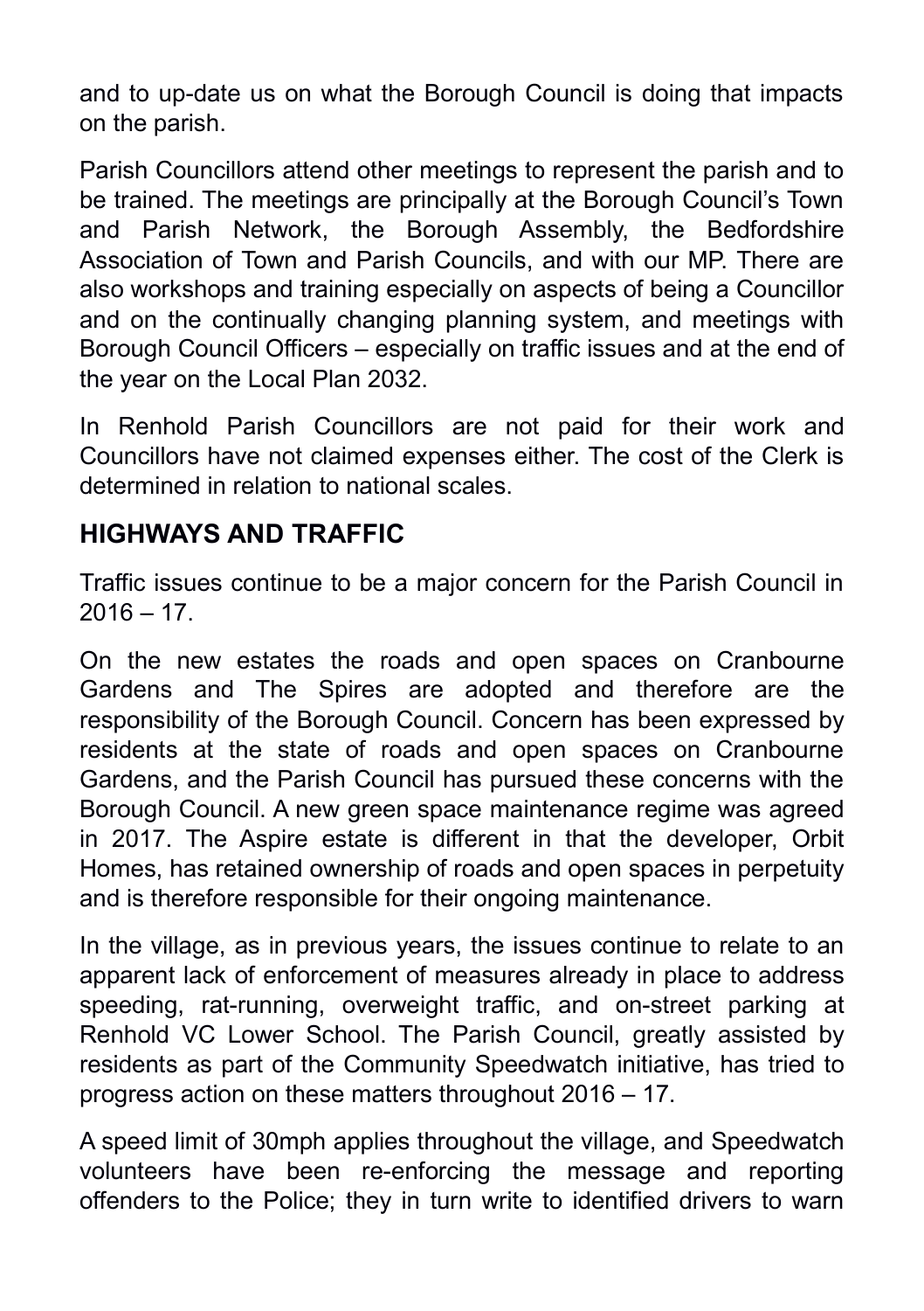and to up-date us on what the Borough Council is doing that impacts on the parish.

Parish Councillors attend other meetings to represent the parish and to be trained. The meetings are principally at the Borough Council's Town and Parish Network, the Borough Assembly, the Bedfordshire Association of Town and Parish Councils, and with our MP. There are also workshops and training especially on aspects of being a Councillor and on the continually changing planning system, and meetings with Borough Council Officers – especially on traffic issues and at the end of the year on the Local Plan 2032.

In Renhold Parish Councillors are not paid for their work and Councillors have not claimed expenses either. The cost of the Clerk is determined in relation to national scales.

## HIGHWAYS AND TRAFFIC

Traffic issues continue to be a major concern for the Parish Council in 2016 – 17.

On the new estates the roads and open spaces on Cranbourne Gardens and The Spires are adopted and therefore are the responsibility of the Borough Council. Concern has been expressed by residents at the state of roads and open spaces on Cranbourne Gardens, and the Parish Council has pursued these concerns with the Borough Council. A new green space maintenance regime was agreed in 2017. The Aspire estate is different in that the developer, Orbit Homes, has retained ownership of roads and open spaces in perpetuity and is therefore responsible for their ongoing maintenance.

In the village, as in previous years, the issues continue to relate to an apparent lack of enforcement of measures already in place to address speeding, rat-running, overweight traffic, and on-street parking at Renhold VC Lower School. The Parish Council, greatly assisted by residents as part of the Community Speedwatch initiative, has tried to progress action on these matters throughout 2016 – 17.

A speed limit of 30mph applies throughout the village, and Speedwatch volunteers have been re-enforcing the message and reporting offenders to the Police; they in turn write to identified drivers to warn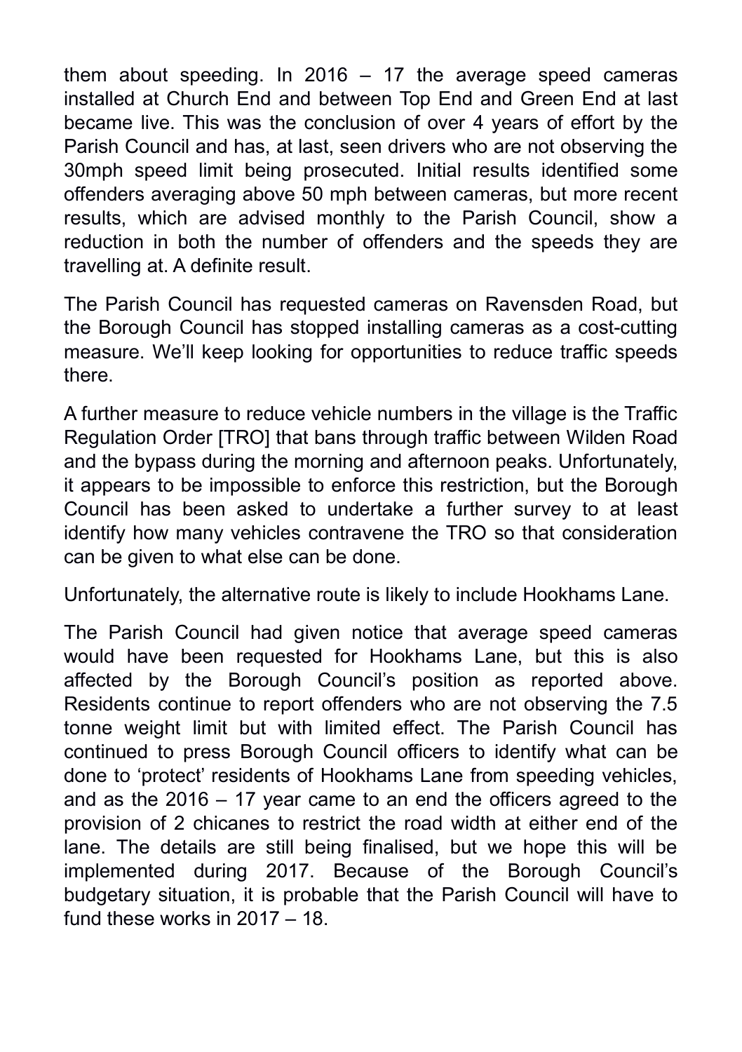them about speeding. In 2016 – 17 the average speed cameras installed at Church End and between Top End and Green End at last became live. This was the conclusion of over 4 years of effort by the Parish Council and has, at last, seen drivers who are not observing the 30mph speed limit being prosecuted. Initial results identified some offenders averaging above 50 mph between cameras, but more recent results, which are advised monthly to the Parish Council, show a reduction in both the number of offenders and the speeds they are travelling at. A definite result.

The Parish Council has requested cameras on Ravensden Road, but the Borough Council has stopped installing cameras as a cost-cutting measure. We'll keep looking for opportunities to reduce traffic speeds there.

A further measure to reduce vehicle numbers in the village is the Traffic Regulation Order [TRO] that bans through traffic between Wilden Road and the bypass during the morning and afternoon peaks. Unfortunately, it appears to be impossible to enforce this restriction, but the Borough Council has been asked to undertake a further survey to at least identify how many vehicles contravene the TRO so that consideration can be given to what else can be done.

Unfortunately, the alternative route is likely to include Hookhams Lane.

The Parish Council had given notice that average speed cameras would have been requested for Hookhams Lane, but this is also affected by the Borough Council's position as reported above. Residents continue to report offenders who are not observing the 7.5 tonne weight limit but with limited effect. The Parish Council has continued to press Borough Council officers to identify what can be done to 'protect' residents of Hookhams Lane from speeding vehicles, and as the 2016 – 17 year came to an end the officers agreed to the provision of 2 chicanes to restrict the road width at either end of the lane. The details are still being finalised, but we hope this will be implemented during 2017. Because of the Borough Council's budgetary situation, it is probable that the Parish Council will have to fund these works in 2017 – 18.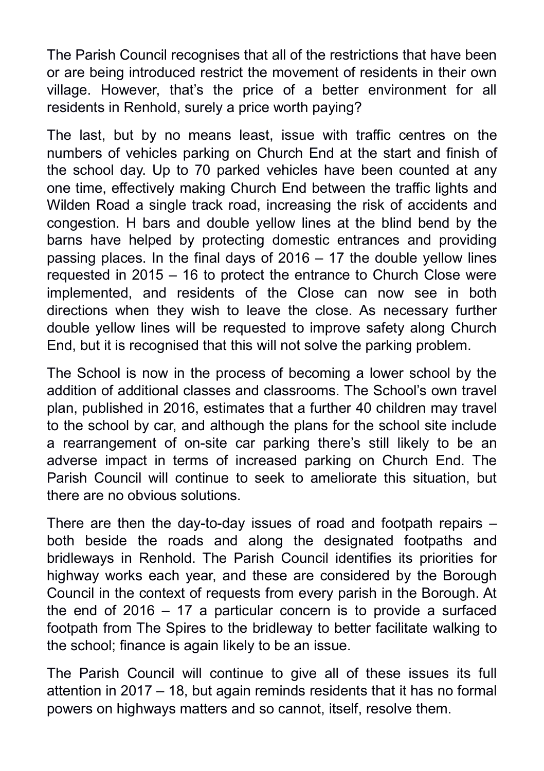The Parish Council recognises that all of the restrictions that have been or are being introduced restrict the movement of residents in their own village. However, that's the price of a better environment for all residents in Renhold, surely a price worth paying?

The last, but by no means least, issue with traffic centres on the numbers of vehicles parking on Church End at the start and finish of the school day. Up to 70 parked vehicles have been counted at any one time, effectively making Church End between the traffic lights and Wilden Road a single track road, increasing the risk of accidents and congestion. H bars and double yellow lines at the blind bend by the barns have helped by protecting domestic entrances and providing passing places. In the final days of 2016 – 17 the double yellow lines requested in 2015 – 16 to protect the entrance to Church Close were implemented, and residents of the Close can now see in both directions when they wish to leave the close. As necessary further double yellow lines will be requested to improve safety along Church End, but it is recognised that this will not solve the parking problem.

The School is now in the process of becoming a lower school by the addition of additional classes and classrooms. The School's own travel plan, published in 2016, estimates that a further 40 children may travel to the school by car, and although the plans for the school site include a rearrangement of on-site car parking there's still likely to be an adverse impact in terms of increased parking on Church End. The Parish Council will continue to seek to ameliorate this situation, but there are no obvious solutions.

There are then the day-to-day issues of road and footpath repairs – both beside the roads and along the designated footpaths and bridleways in Renhold. The Parish Council identifies its priorities for highway works each year, and these are considered by the Borough Council in the context of requests from every parish in the Borough. At the end of 2016 – 17 a particular concern is to provide a surfaced footpath from The Spires to the bridleway to better facilitate walking to the school; finance is again likely to be an issue.

The Parish Council will continue to give all of these issues its full attention in 2017 – 18, but again reminds residents that it has no formal powers on highways matters and so cannot, itself, resolve them.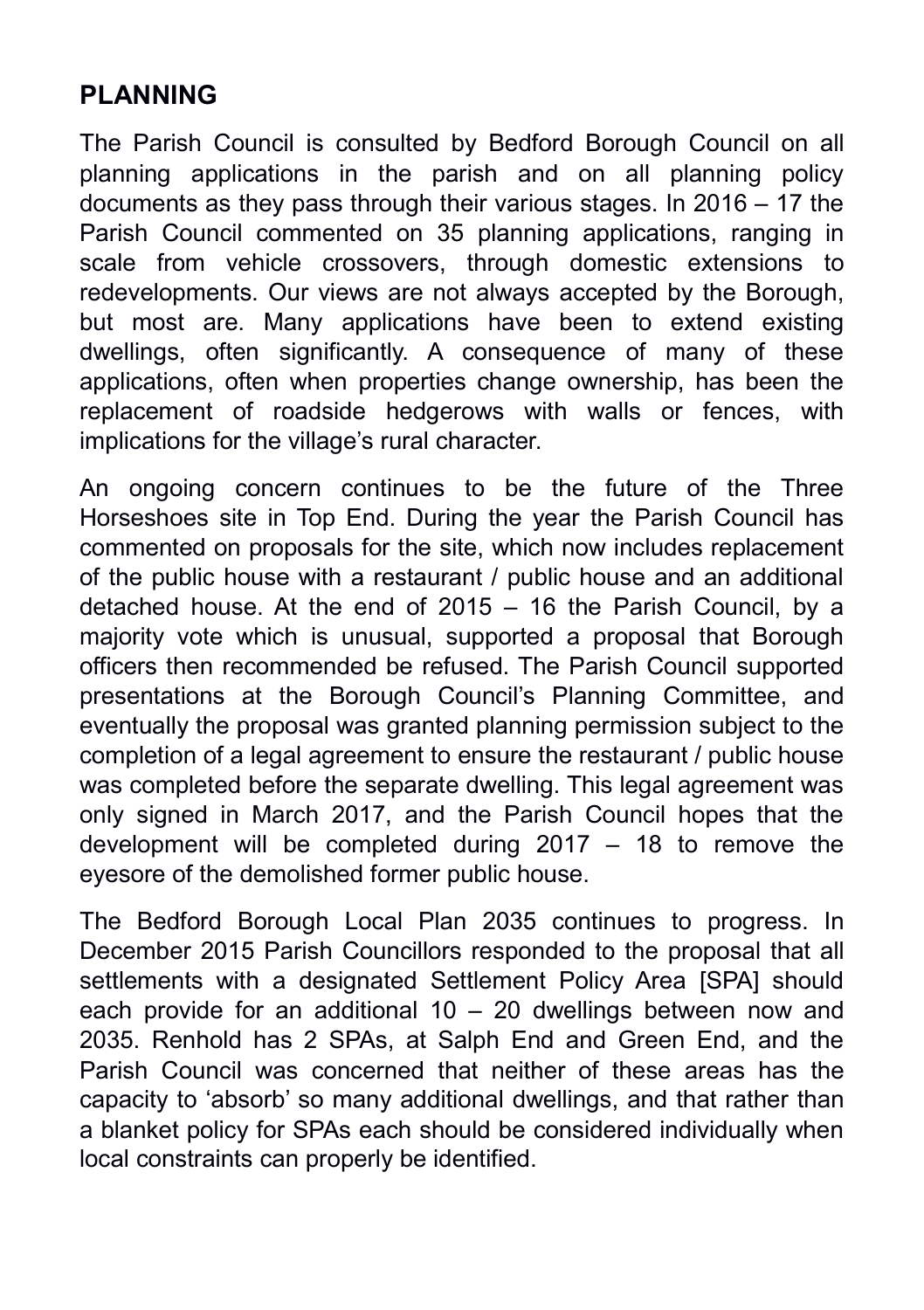## PLANNING

The Parish Council is consulted by Bedford Borough Council on all planning applications in the parish and on all planning policy documents as they pass through their various stages. In 2016 – 17 the Parish Council commented on 35 planning applications, ranging in scale from vehicle crossovers, through domestic extensions to redevelopments. Our views are not always accepted by the Borough, but most are. Many applications have been to extend existing dwellings, often significantly. A consequence of many of these applications, often when properties change ownership, has been the replacement of roadside hedgerows with walls or fences, with implications for the village's rural character.

An ongoing concern continues to be the future of the Three Horseshoes site in Top End. During the year the Parish Council has commented on proposals for the site, which now includes replacement of the public house with a restaurant / public house and an additional detached house. At the end of 2015 – 16 the Parish Council, by a majority vote which is unusual, supported a proposal that Borough officers then recommended be refused. The Parish Council supported presentations at the Borough Council's Planning Committee, and eventually the proposal was granted planning permission subject to the completion of a legal agreement to ensure the restaurant / public house was completed before the separate dwelling. This legal agreement was only signed in March 2017, and the Parish Council hopes that the development will be completed during 2017 – 18 to remove the eyesore of the demolished former public house.

The Bedford Borough Local Plan 2035 continues to progress. In December 2015 Parish Councillors responded to the proposal that all settlements with a designated Settlement Policy Area [SPA] should each provide for an additional 10 – 20 dwellings between now and 2035. Renhold has 2 SPAs, at Salph End and Green End, and the Parish Council was concerned that neither of these areas has the capacity to 'absorb' so many additional dwellings, and that rather than a blanket policy for SPAs each should be considered individually when local constraints can properly be identified.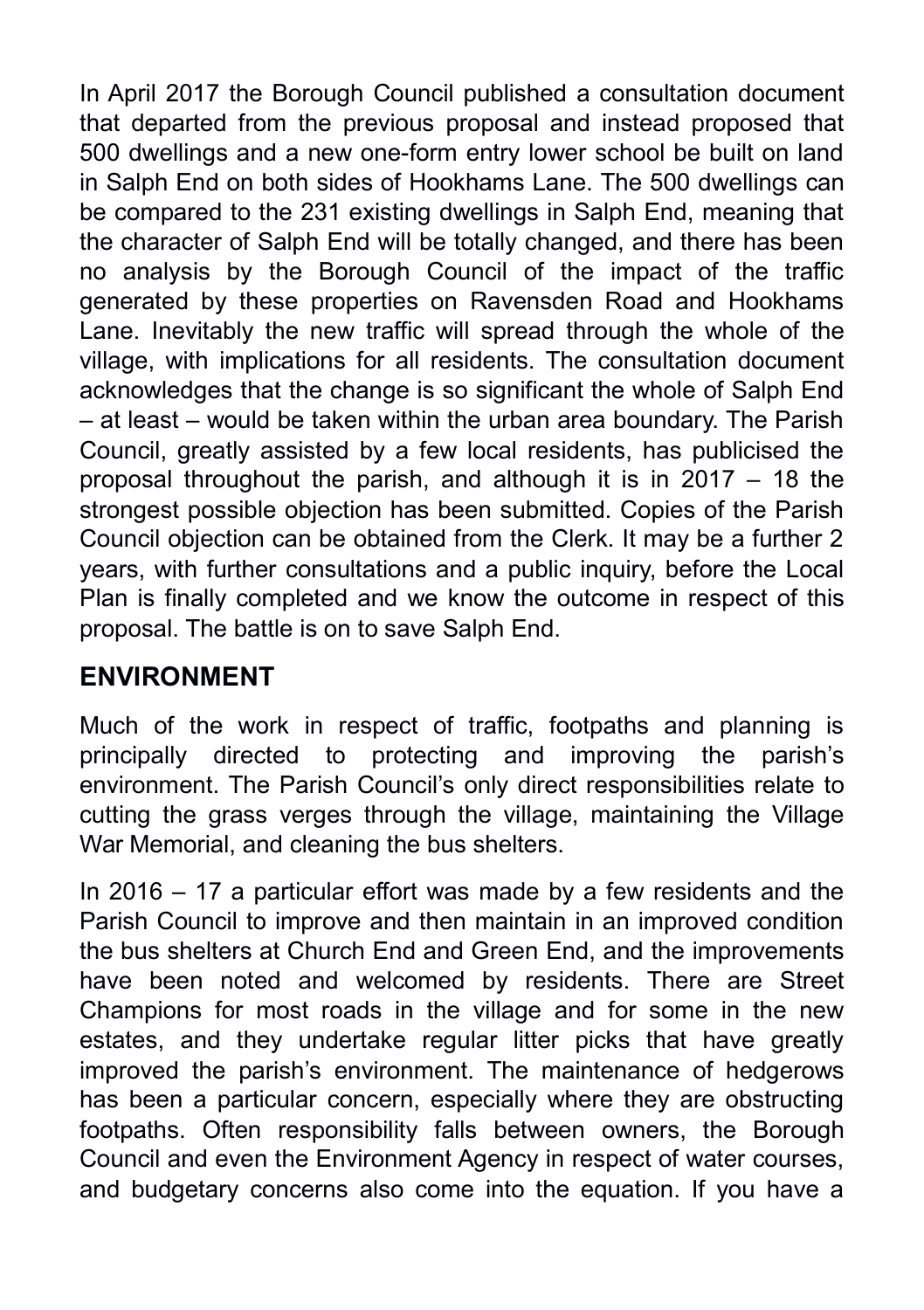In April 2017 the Borough Council published a consultation document that departed from the previous proposal and instead proposed that 500 dwellings and a new one-form entry lower school be built on land in Salph End on both sides of Hookhams Lane. The 500 dwellings can be compared to the 231 existing dwellings in Salph End, meaning that the character of Salph End will be totally changed, and there has been no analysis by the Borough Council of the impact of the traffic generated by these properties on Ravensden Road and Hookhams Lane. Inevitably the new traffic will spread through the whole of the village, with implications for all residents. The consultation document acknowledges that the change is so significant the whole of Salph End – at least – would be taken within the urban area boundary. The Parish Council, greatly assisted by a few local residents, has publicised the proposal throughout the parish, and although it is in 2017 – 18 the strongest possible objection has been submitted. Copies of the Parish Council objection can be obtained from the Clerk. It may be a further 2 years, with further consultations and a public inquiry, before the Local Plan is finally completed and we know the outcome in respect of this proposal. The battle is on to save Salph End.

## ENVIRONMENT

Much of the work in respect of traffic, footpaths and planning is principally directed to protecting and improving the parish's environment. The Parish Council's only direct responsibilities relate to cutting the grass verges through the village, maintaining the Village War Memorial, and cleaning the bus shelters.

In 2016 – 17 a particular effort was made by a few residents and the Parish Council to improve and then maintain in an improved condition the bus shelters at Church End and Green End, and the improvements have been noted and welcomed by residents. There are Street Champions for most roads in the village and for some in the new estates, and they undertake regular litter picks that have greatly improved the parish's environment. The maintenance of hedgerows has been a particular concern, especially where they are obstructing footpaths. Often responsibility falls between owners, the Borough Council and even the Environment Agency in respect of water courses, and budgetary concerns also come into the equation. If you have a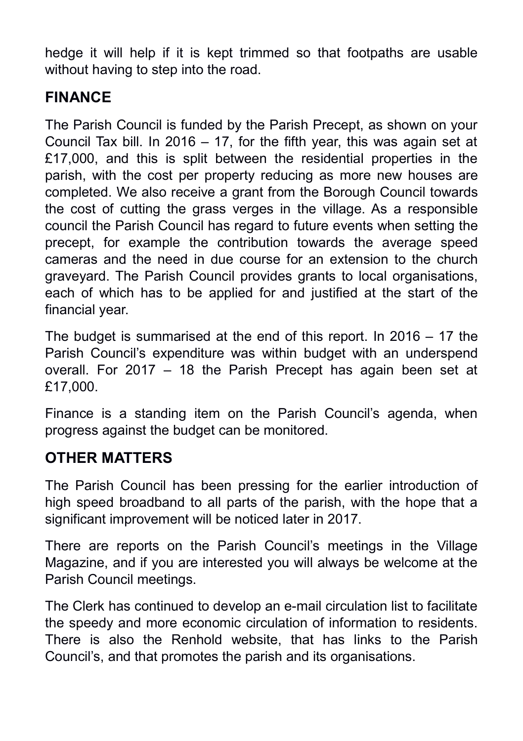hedge it will help if it is kept trimmed so that footpaths are usable without having to step into the road.

## FINANCE

The Parish Council is funded by the Parish Precept, as shown on your Council Tax bill. In 2016 – 17, for the fifth year, this was again set at £17,000, and this is split between the residential properties in the parish, with the cost per property reducing as more new houses are completed. We also receive a grant from the Borough Council towards the cost of cutting the grass verges in the village. As a responsible council the Parish Council has regard to future events when setting the precept, for example the contribution towards the average speed cameras and the need in due course for an extension to the church graveyard. The Parish Council provides grants to local organisations, each of which has to be applied for and justified at the start of the financial year.

The budget is summarised at the end of this report. In 2016 – 17 the Parish Council's expenditure was within budget with an underspend overall. For 2017 – 18 the Parish Precept has again been set at £17,000.

Finance is a standing item on the Parish Council's agenda, when progress against the budget can be monitored.

## OTHER MATTERS

The Parish Council has been pressing for the earlier introduction of high speed broadband to all parts of the parish, with the hope that a significant improvement will be noticed later in 2017.

There are reports on the Parish Council's meetings in the Village Magazine, and if you are interested you will always be welcome at the Parish Council meetings.

The Clerk has continued to develop an e-mail circulation list to facilitate the speedy and more economic circulation of information to residents. There is also the Renhold website, that has links to the Parish Council's, and that promotes the parish and its organisations.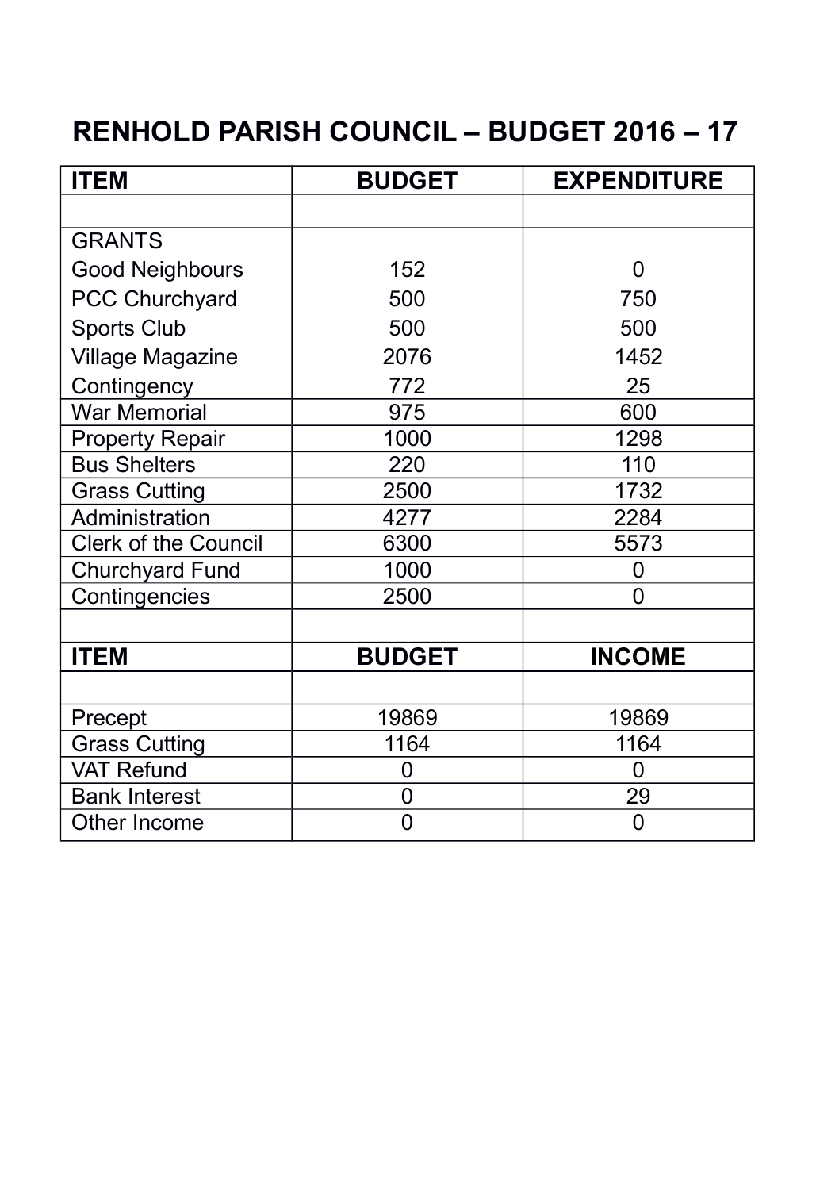# RENHOLD PARISH COUNCIL – BUDGET 2016 – 17

| ITEM | BUDGET | EXPENDITURE |
|---|---|---|
| | | |
| GRANTS | | |
| Good Neighbours | 152 | 0 |
| PCC Churchyard | 500 | 750 |
| Sports Club | 500 | 500 |
| Village Magazine | 2076 | 1452 |
| Contingency | 772 | 25 |
| War Memorial | 975 | 600 |
| Property Repair | 1000 | 1298 |
| Bus Shelters | 220 | 110 |
| Grass Cutting | 2500 | 1732 |
| Administration | 4277 | 2284 |
| Clerk of the Council | 6300 | 5573 |
| Churchyard Fund | 1000 | 0 |
| Contingencies | 2500 | 0 |
| | | |
| **ITEM** | **BUDGET** | **INCOME** |
| | | |
| Precept | 19869 | 19869 |
| Grass Cutting | 1164 | 1164 |
| VAT Refund | 0 | 0 |
| Bank Interest | 0 | 29 |
| Other Income | 0 | 0 |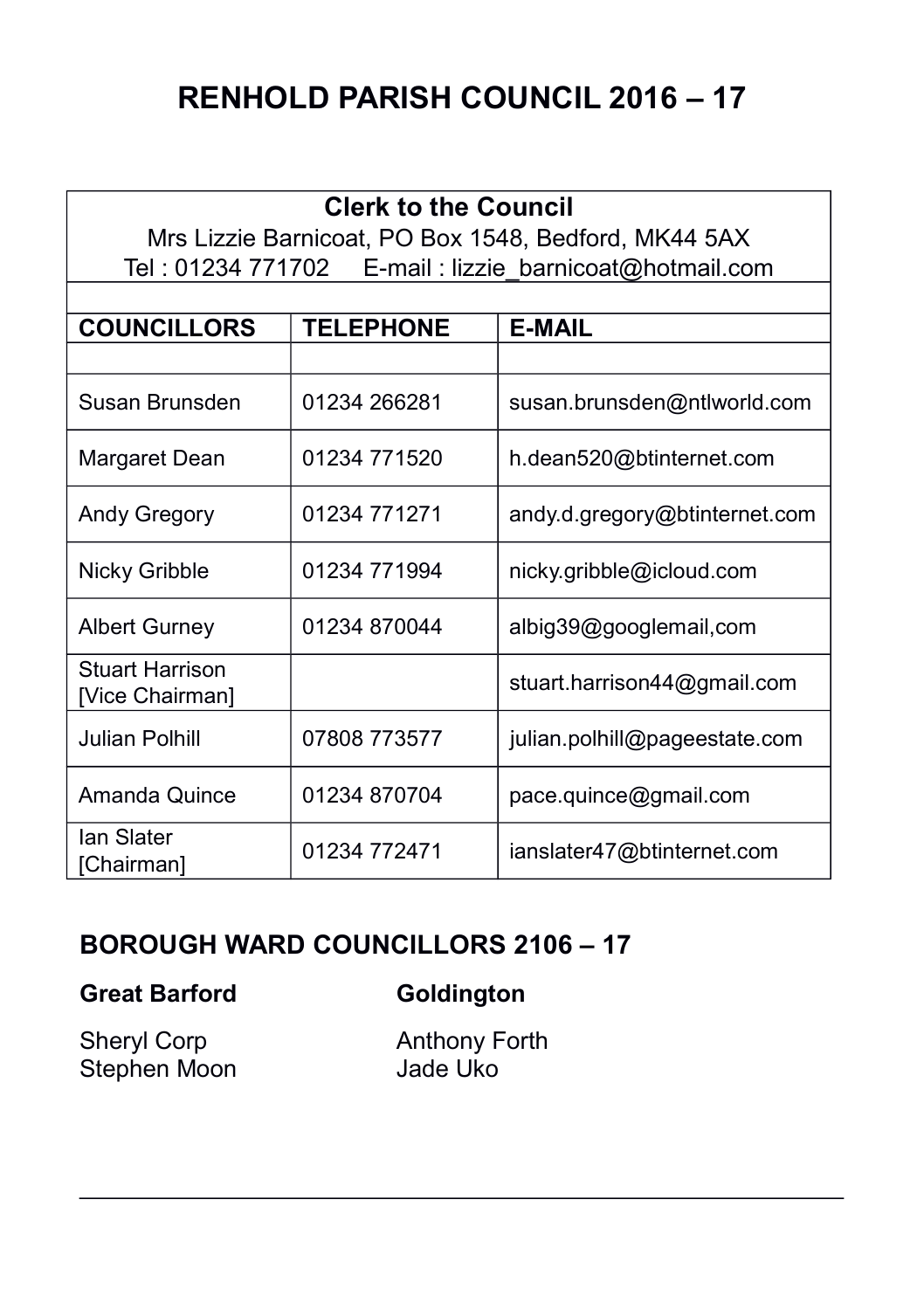# RENHOLD PARISH COUNCIL 2016 – 17

| Clerk to the Council | | |
|---|---|---|
| Mrs Lizzie Barnicoat, PO Box 1548, Bedford, MK44 5AX<br>Tel : 01234 771702 E-mail : lizzie_barnicoat@hotmail.com | | |
| | | |
| **COUNCILLORS** | **TELEPHONE** | **E-MAIL** |
| | | |
| Susan Brunsden | 01234 266281 | susan.brunsden@ntlworld.com |
| Margaret Dean | 01234 771520 | h.dean520@btinternet.com |
| Andy Gregory | 01234 771271 | andy.d.gregory@btinternet.com |
| Nicky Gribble | 01234 771994 | nicky.gribble@icloud.com |
| Albert Gurney | 01234 870044 | albig39@googlemail,com |
| Stuart Harrison [Vice Chairman] | | stuart.harrison44@gmail.com |
| Julian Polhill | 07808 773577 | julian.polhill@pageestate.com |
| Amanda Quince | 01234 870704 | pace.quince@gmail.com |
| Ian Slater [Chairman] | 01234 772471 | ianslater47@btinternet.com |

## BOROUGH WARD COUNCILLORS 2106 – 17

**Great Barford**

Sheryl Corp
Stephen Moon

**Goldington**

Anthony Forth
Jade Uko